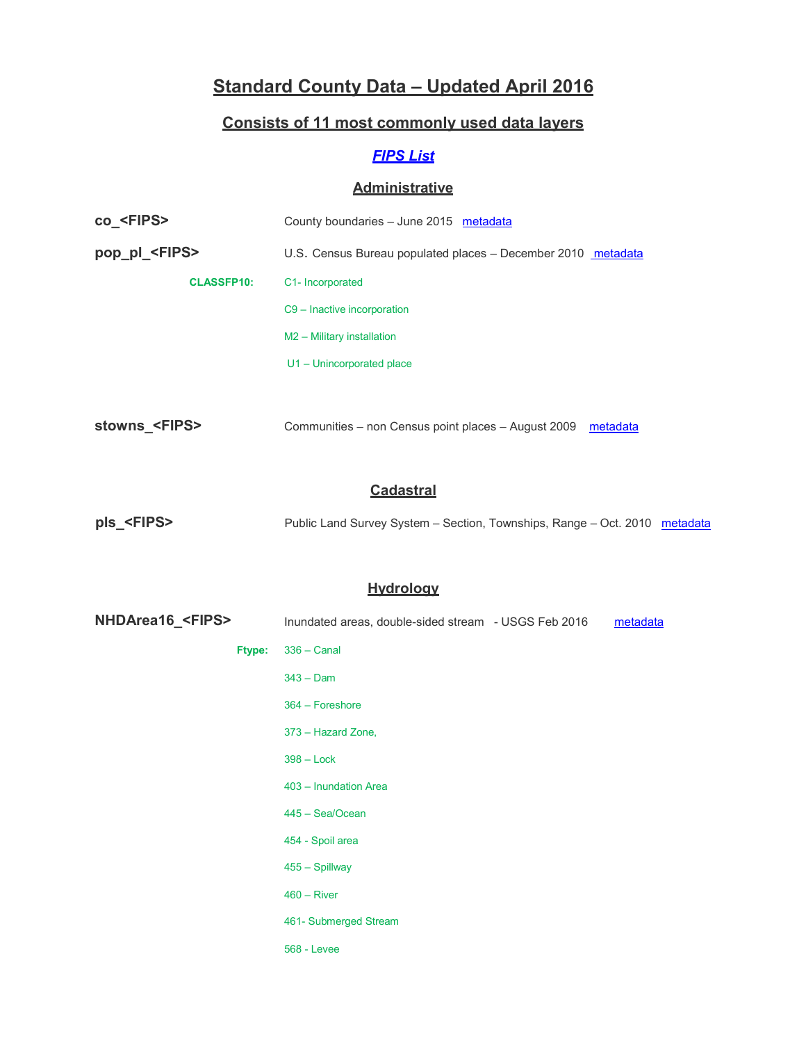# Standard County Data – Updated April 2016

## Consists of 11 most commonly used data layers

### *FIPS List*

### Administrative

**co_<FIPS>** County boundaries – June 2015 metadata

**pop_pl_<FIPS>** U.S. Census Bureau populated places – December 2010 metadata

**CLASSFP10:**
- C1- Incorporated
- C9 – Inactive incorporation
- M2 – Military installation
- U1 – Unincorporated place

**stowns_<FIPS>** Communities – non Census point places – August 2009 metadata

### Cadastral

**pls_<FIPS>** Public Land Survey System – Section, Townships, Range – Oct. 2010 metadata

### Hydrology

**NHDArea16_<FIPS>** Inundated areas, double-sided stream - USGS Feb 2016 metadata

**Ftype:**
- 336 – Canal
- 343 – Dam
- 364 – Foreshore
- 373 – Hazard Zone,
- 398 – Lock
- 403 – Inundation Area
- 445 – Sea/Ocean
- 454 - Spoil area
- 455 – Spillway
- 460 – River
- 461- Submerged Stream
- 568 - Levee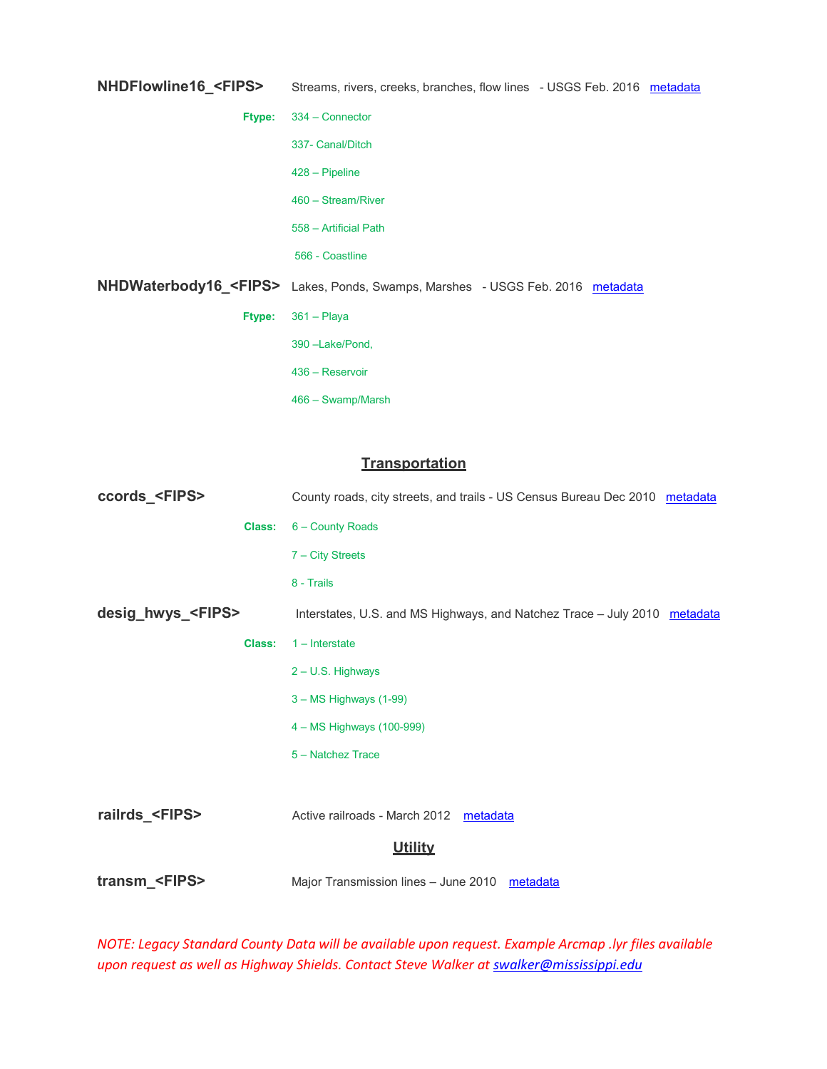**NHDFlowline16_<FIPS>** Streams, rivers, creeks, branches, flow lines - USGS Feb. 2016 [metadata]

**Ftype:**
- 334 – Connector
- 337- Canal/Ditch
- 428 – Pipeline
- 460 – Stream/River
- 558 – Artificial Path
- 566 - Coastline

**NHDWaterbody16_<FIPS>** Lakes, Ponds, Swamps, Marshes - USGS Feb. 2016 [metadata]

**Ftype:**
- 361 – Playa
- 390 –Lake/Pond,
- 436 – Reservoir
- 466 – Swamp/Marsh

## Transportation

**ccords_<FIPS>** County roads, city streets, and trails - US Census Bureau Dec 2010 [metadata]

**Class:**
- 6 – County Roads
- 7 – City Streets
- 8 - Trails

**desig_hwys_<FIPS>** Interstates, U.S. and MS Highways, and Natchez Trace – July 2010 [metadata]

**Class:**
- 1 – Interstate
- 2 – U.S. Highways
- 3 – MS Highways (1-99)
- 4 – MS Highways (100-999)
- 5 – Natchez Trace

**railrds_<FIPS>** Active railroads - March 2012 [metadata]

## Utility

**transm_<FIPS>** Major Transmission lines – June 2010 [metadata]

*NOTE: Legacy Standard County Data will be available upon request. Example Arcmap .lyr files available upon request as well as Highway Shields. Contact Steve Walker at swalker@mississippi.edu*